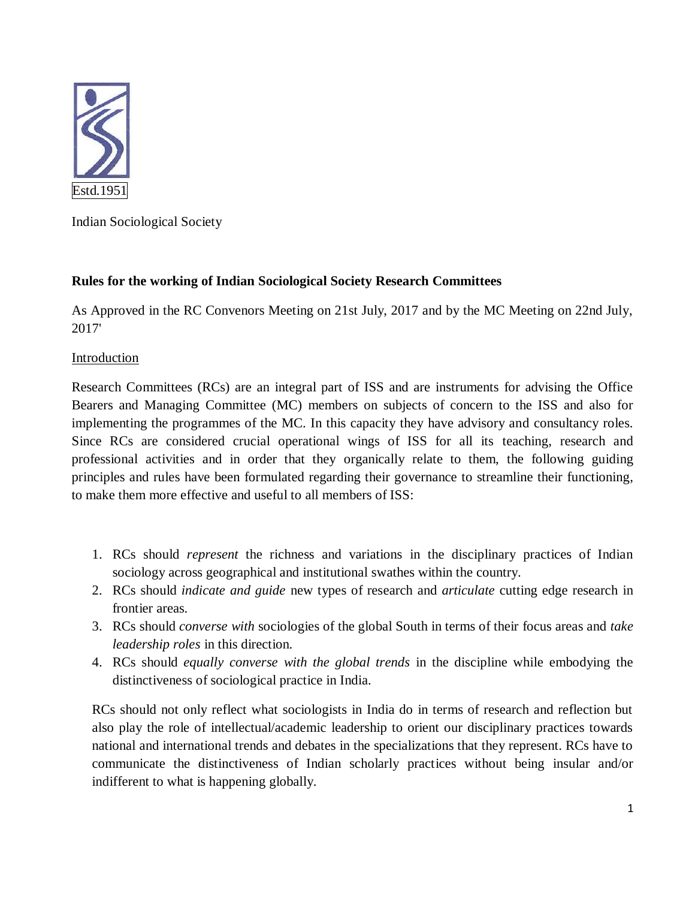Estd.1951

Indian Sociological Society

## Rules for the working of Indian Sociological Society Research Committees

As Approved in the RC Convenors Meeting on 21st July, 2017 and by the MC Meeting on 22nd July, 2017'

Introduction

Research Committees (RCs) are an integral part of ISS and are instruments for advising the Office Bearers and Managing Committee (MC) members on subjects of concern to the ISS and also for implementing the programmes of the MC. In this capacity they have advisory and consultancy roles. Since RCs are considered crucial operational wings of ISS for all its teaching, research and professional activities and in order that they organically relate to them, the following guiding principles and rules have been formulated regarding their governance to streamline their functioning, to make them more effective and useful to all members of ISS:

1. RCs should *represent* the richness and variations in the disciplinary practices of Indian sociology across geographical and institutional swathes within the country.
2. RCs should *indicate and guide* new types of research and *articulate* cutting edge research in frontier areas.
3. RCs should *converse with* sociologies of the global South in terms of their focus areas and *take leadership roles* in this direction.
4. RCs should *equally converse with the global trends* in the discipline while embodying the distinctiveness of sociological practice in India.

RCs should not only reflect what sociologists in India do in terms of research and reflection but also play the role of intellectual/academic leadership to orient our disciplinary practices towards national and international trends and debates in the specializations that they represent. RCs have to communicate the distinctiveness of Indian scholarly practices without being insular and/or indifferent to what is happening globally.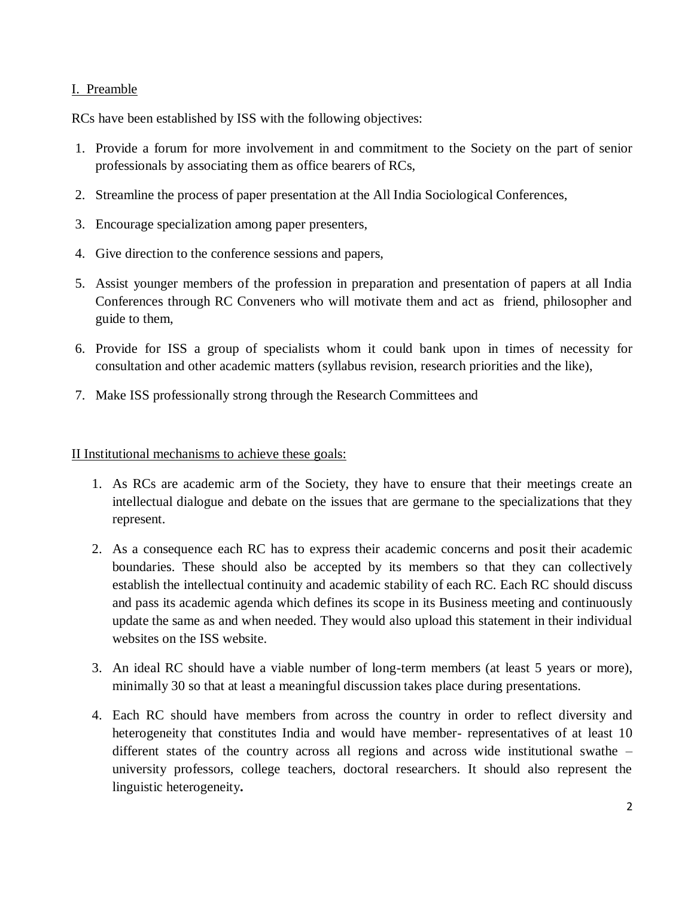## I. Preamble

RCs have been established by ISS with the following objectives:

1. Provide a forum for more involvement in and commitment to the Society on the part of senior professionals by associating them as office bearers of RCs,
2. Streamline the process of paper presentation at the All India Sociological Conferences,
3. Encourage specialization among paper presenters,
4. Give direction to the conference sessions and papers,
5. Assist younger members of the profession in preparation and presentation of papers at all India Conferences through RC Conveners who will motivate them and act as friend, philosopher and guide to them,
6. Provide for ISS a group of specialists whom it could bank upon in times of necessity for consultation and other academic matters (syllabus revision, research priorities and the like),
7. Make ISS professionally strong through the Research Committees and

## II Institutional mechanisms to achieve these goals:

1. As RCs are academic arm of the Society, they have to ensure that their meetings create an intellectual dialogue and debate on the issues that are germane to the specializations that they represent.
2. As a consequence each RC has to express their academic concerns and posit their academic boundaries. These should also be accepted by its members so that they can collectively establish the intellectual continuity and academic stability of each RC. Each RC should discuss and pass its academic agenda which defines its scope in its Business meeting and continuously update the same as and when needed. They would also upload this statement in their individual websites on the ISS website.
3. An ideal RC should have a viable number of long-term members (at least 5 years or more), minimally 30 so that at least a meaningful discussion takes place during presentations.
4. Each RC should have members from across the country in order to reflect diversity and heterogeneity that constitutes India and would have member- representatives of at least 10 different states of the country across all regions and across wide institutional swathe – university professors, college teachers, doctoral researchers. It should also represent the linguistic heterogeneity**.**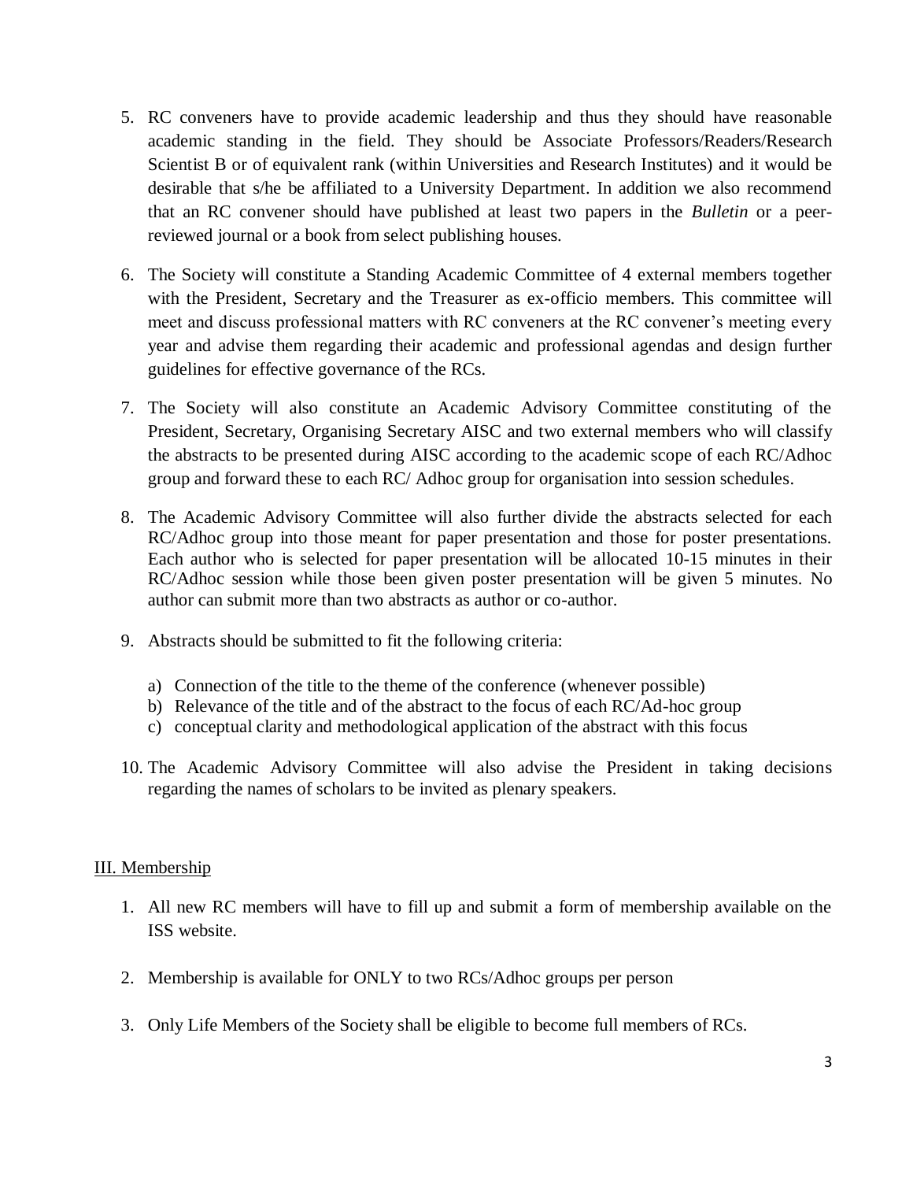5. RC conveners have to provide academic leadership and thus they should have reasonable academic standing in the field. They should be Associate Professors/Readers/Research Scientist B or of equivalent rank (within Universities and Research Institutes) and it would be desirable that s/he be affiliated to a University Department. In addition we also recommend that an RC convener should have published at least two papers in the *Bulletin* or a peer-reviewed journal or a book from select publishing houses.

6. The Society will constitute a Standing Academic Committee of 4 external members together with the President, Secretary and the Treasurer as ex-officio members. This committee will meet and discuss professional matters with RC conveners at the RC convener's meeting every year and advise them regarding their academic and professional agendas and design further guidelines for effective governance of the RCs.

7. The Society will also constitute an Academic Advisory Committee constituting of the President, Secretary, Organising Secretary AISC and two external members who will classify the abstracts to be presented during AISC according to the academic scope of each RC/Adhoc group and forward these to each RC/ Adhoc group for organisation into session schedules.

8. The Academic Advisory Committee will also further divide the abstracts selected for each RC/Adhoc group into those meant for paper presentation and those for poster presentations. Each author who is selected for paper presentation will be allocated 10-15 minutes in their RC/Adhoc session while those been given poster presentation will be given 5 minutes. No author can submit more than two abstracts as author or co-author.

9. Abstracts should be submitted to fit the following criteria:

    a) Connection of the title to the theme of the conference (whenever possible)
    b) Relevance of the title and of the abstract to the focus of each RC/Ad-hoc group
    c) conceptual clarity and methodological application of the abstract with this focus

10. The Academic Advisory Committee will also advise the President in taking decisions regarding the names of scholars to be invited as plenary speakers.

## III. Membership

1. All new RC members will have to fill up and submit a form of membership available on the ISS website.

2. Membership is available for ONLY to two RCs/Adhoc groups per person

3. Only Life Members of the Society shall be eligible to become full members of RCs.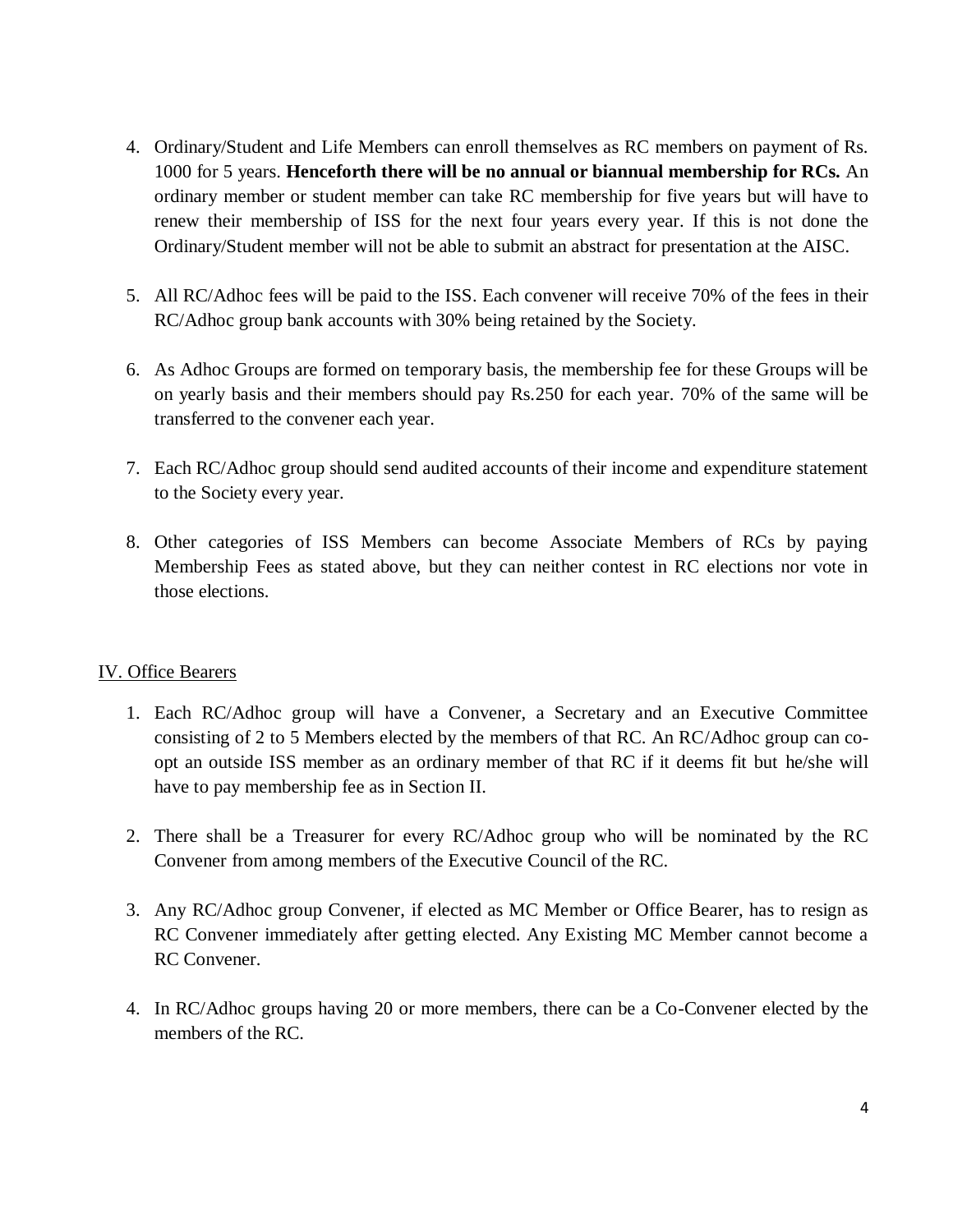4. Ordinary/Student and Life Members can enroll themselves as RC members on payment of Rs. 1000 for 5 years. **Henceforth there will be no annual or biannual membership for RCs.** An ordinary member or student member can take RC membership for five years but will have to renew their membership of ISS for the next four years every year. If this is not done the Ordinary/Student member will not be able to submit an abstract for presentation at the AISC.

5. All RC/Adhoc fees will be paid to the ISS. Each convener will receive 70% of the fees in their RC/Adhoc group bank accounts with 30% being retained by the Society.

6. As Adhoc Groups are formed on temporary basis, the membership fee for these Groups will be on yearly basis and their members should pay Rs.250 for each year. 70% of the same will be transferred to the convener each year.

7. Each RC/Adhoc group should send audited accounts of their income and expenditure statement to the Society every year.

8. Other categories of ISS Members can become Associate Members of RCs by paying Membership Fees as stated above, but they can neither contest in RC elections nor vote in those elections.

## IV. Office Bearers

1. Each RC/Adhoc group will have a Convener, a Secretary and an Executive Committee consisting of 2 to 5 Members elected by the members of that RC. An RC/Adhoc group can co-opt an outside ISS member as an ordinary member of that RC if it deems fit but he/she will have to pay membership fee as in Section II.

2. There shall be a Treasurer for every RC/Adhoc group who will be nominated by the RC Convener from among members of the Executive Council of the RC.

3. Any RC/Adhoc group Convener, if elected as MC Member or Office Bearer, has to resign as RC Convener immediately after getting elected. Any Existing MC Member cannot become a RC Convener.

4. In RC/Adhoc groups having 20 or more members, there can be a Co-Convener elected by the members of the RC.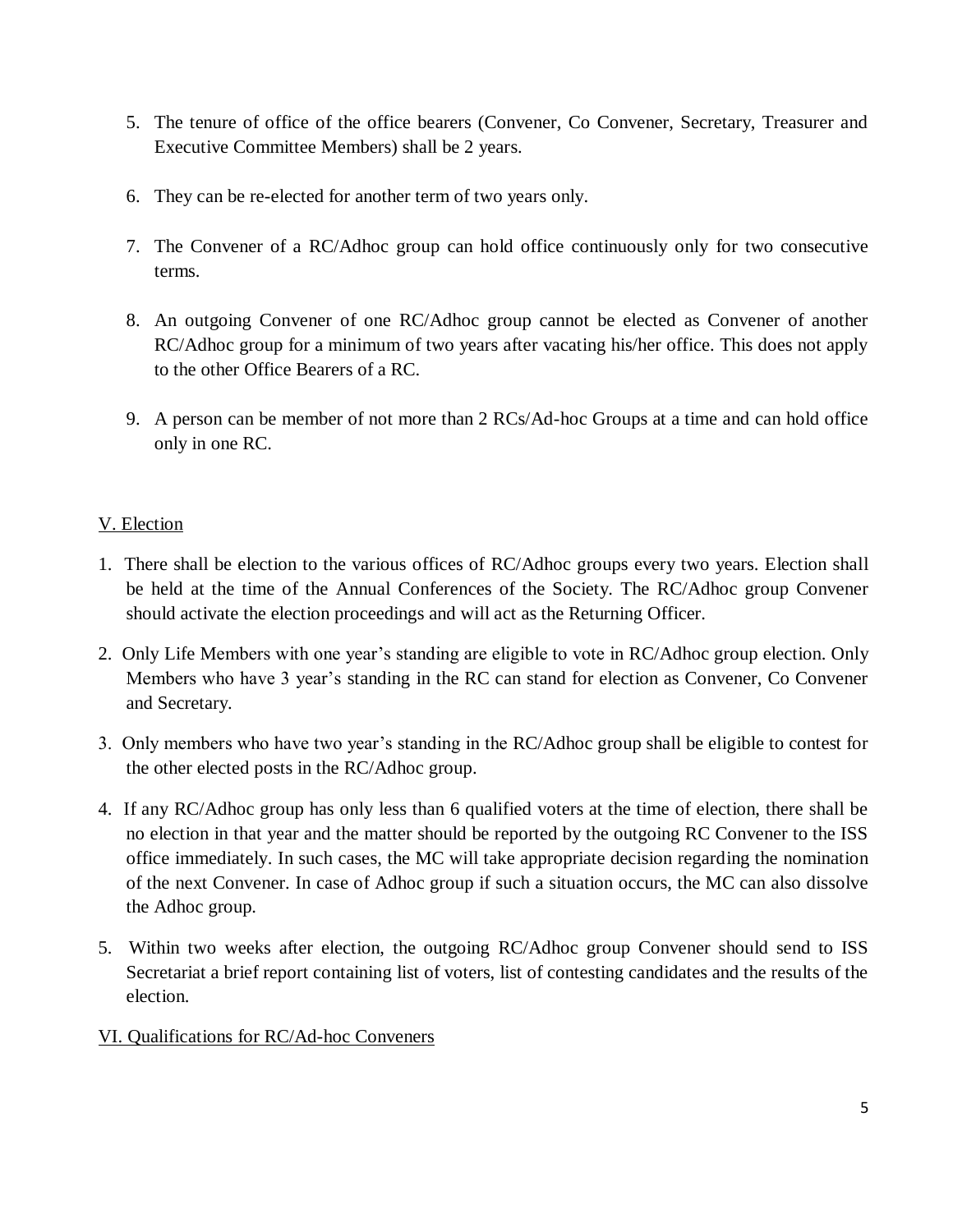5. The tenure of office of the office bearers (Convener, Co Convener, Secretary, Treasurer and Executive Committee Members) shall be 2 years.

6. They can be re-elected for another term of two years only.

7. The Convener of a RC/Adhoc group can hold office continuously only for two consecutive terms.

8. An outgoing Convener of one RC/Adhoc group cannot be elected as Convener of another RC/Adhoc group for a minimum of two years after vacating his/her office. This does not apply to the other Office Bearers of a RC.

9. A person can be member of not more than 2 RCs/Ad-hoc Groups at a time and can hold office only in one RC.

## V. Election

1. There shall be election to the various offices of RC/Adhoc groups every two years. Election shall be held at the time of the Annual Conferences of the Society. The RC/Adhoc group Convener should activate the election proceedings and will act as the Returning Officer.

2. Only Life Members with one year's standing are eligible to vote in RC/Adhoc group election. Only Members who have 3 year's standing in the RC can stand for election as Convener, Co Convener and Secretary.

3. Only members who have two year's standing in the RC/Adhoc group shall be eligible to contest for the other elected posts in the RC/Adhoc group.

4. If any RC/Adhoc group has only less than 6 qualified voters at the time of election, there shall be no election in that year and the matter should be reported by the outgoing RC Convener to the ISS office immediately. In such cases, the MC will take appropriate decision regarding the nomination of the next Convener. In case of Adhoc group if such a situation occurs, the MC can also dissolve the Adhoc group.

5. Within two weeks after election, the outgoing RC/Adhoc group Convener should send to ISS Secretariat a brief report containing list of voters, list of contesting candidates and the results of the election.

## VI. Qualifications for RC/Ad-hoc Conveners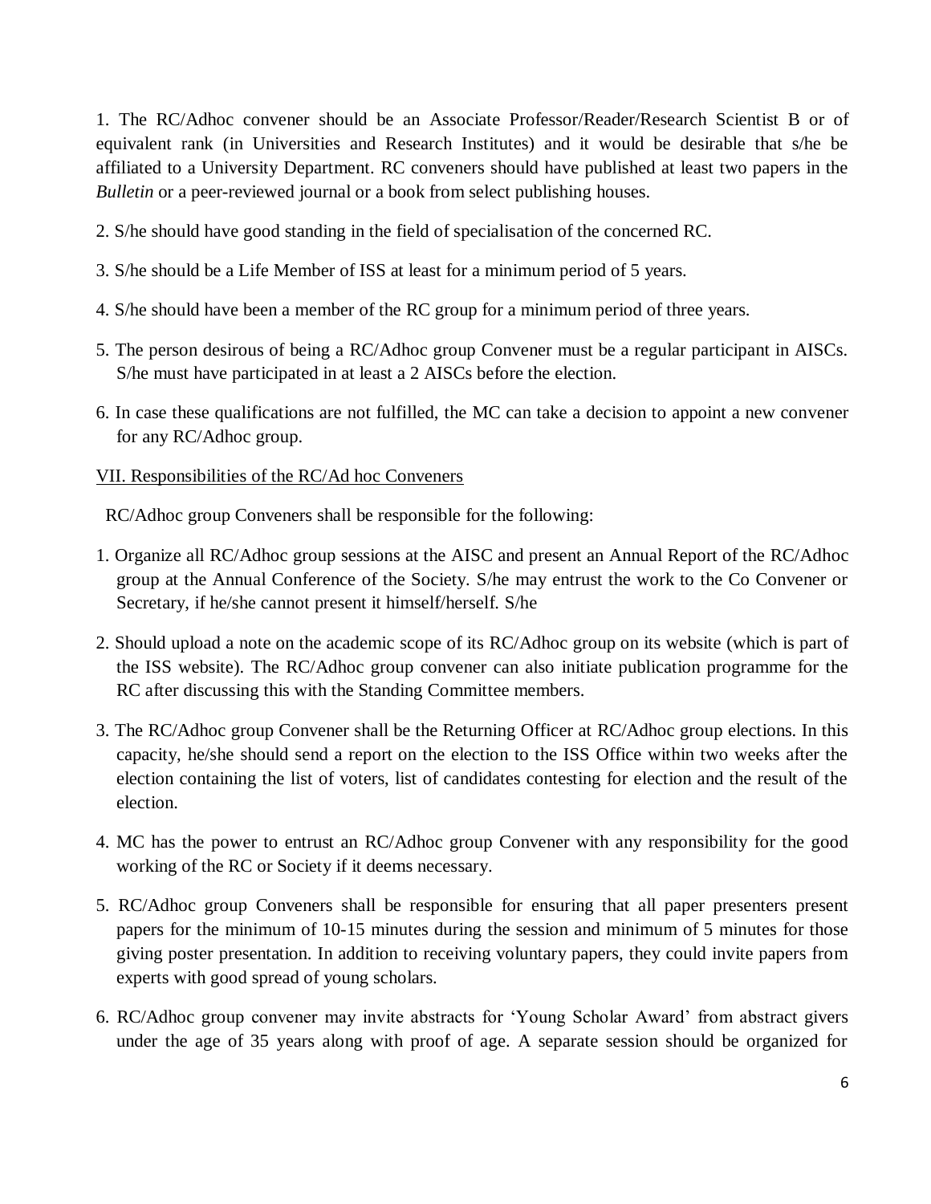1. The RC/Adhoc convener should be an Associate Professor/Reader/Research Scientist B or of equivalent rank (in Universities and Research Institutes) and it would be desirable that s/he be affiliated to a University Department. RC conveners should have published at least two papers in the *Bulletin* or a peer-reviewed journal or a book from select publishing houses.

2. S/he should have good standing in the field of specialisation of the concerned RC.

3. S/he should be a Life Member of ISS at least for a minimum period of 5 years.

4. S/he should have been a member of the RC group for a minimum period of three years.

5. The person desirous of being a RC/Adhoc group Convener must be a regular participant in AISCs. S/he must have participated in at least a 2 AISCs before the election.

6. In case these qualifications are not fulfilled, the MC can take a decision to appoint a new convener for any RC/Adhoc group.

<u>VII. Responsibilities of the RC/Ad hoc Conveners</u>

RC/Adhoc group Conveners shall be responsible for the following:

1. Organize all RC/Adhoc group sessions at the AISC and present an Annual Report of the RC/Adhoc group at the Annual Conference of the Society. S/he may entrust the work to the Co Convener or Secretary, if he/she cannot present it himself/herself. S/he

2. Should upload a note on the academic scope of its RC/Adhoc group on its website (which is part of the ISS website). The RC/Adhoc group convener can also initiate publication programme for the RC after discussing this with the Standing Committee members.

3. The RC/Adhoc group Convener shall be the Returning Officer at RC/Adhoc group elections. In this capacity, he/she should send a report on the election to the ISS Office within two weeks after the election containing the list of voters, list of candidates contesting for election and the result of the election.

4. MC has the power to entrust an RC/Adhoc group Convener with any responsibility for the good working of the RC or Society if it deems necessary.

5. RC/Adhoc group Conveners shall be responsible for ensuring that all paper presenters present papers for the minimum of 10-15 minutes during the session and minimum of 5 minutes for those giving poster presentation. In addition to receiving voluntary papers, they could invite papers from experts with good spread of young scholars.

6. RC/Adhoc group convener may invite abstracts for 'Young Scholar Award' from abstract givers under the age of 35 years along with proof of age. A separate session should be organized for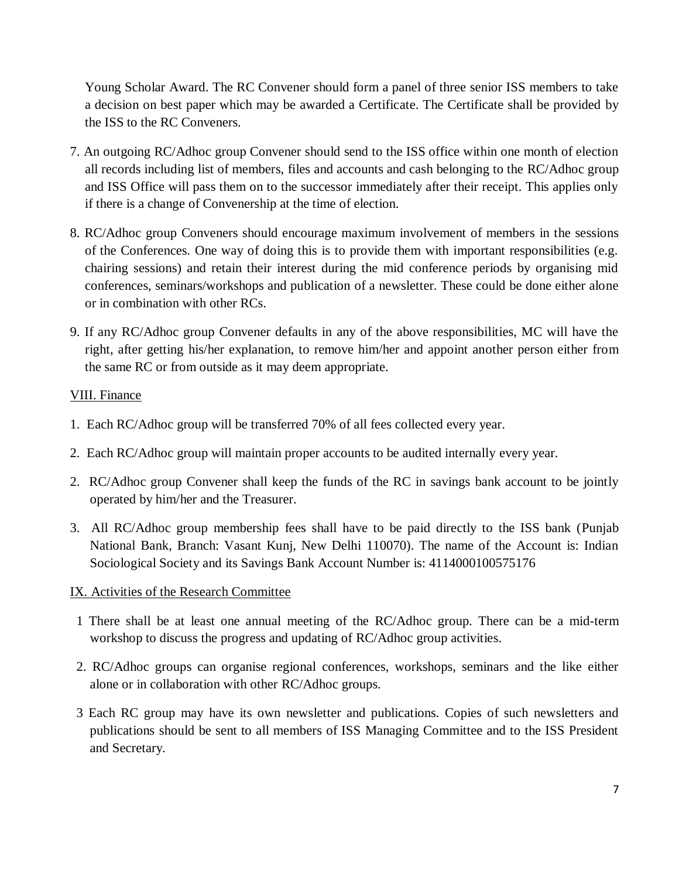Young Scholar Award. The RC Convener should form a panel of three senior ISS members to take a decision on best paper which may be awarded a Certificate. The Certificate shall be provided by the ISS to the RC Conveners.

7. An outgoing RC/Adhoc group Convener should send to the ISS office within one month of election all records including list of members, files and accounts and cash belonging to the RC/Adhoc group and ISS Office will pass them on to the successor immediately after their receipt. This applies only if there is a change of Convenership at the time of election.

8. RC/Adhoc group Conveners should encourage maximum involvement of members in the sessions of the Conferences. One way of doing this is to provide them with important responsibilities (e.g. chairing sessions) and retain their interest during the mid conference periods by organising mid conferences, seminars/workshops and publication of a newsletter. These could be done either alone or in combination with other RCs.

9. If any RC/Adhoc group Convener defaults in any of the above responsibilities, MC will have the right, after getting his/her explanation, to remove him/her and appoint another person either from the same RC or from outside as it may deem appropriate.

VIII. Finance

1. Each RC/Adhoc group will be transferred 70% of all fees collected every year.

2. Each RC/Adhoc group will maintain proper accounts to be audited internally every year.

2. RC/Adhoc group Convener shall keep the funds of the RC in savings bank account to be jointly operated by him/her and the Treasurer.

3. All RC/Adhoc group membership fees shall have to be paid directly to the ISS bank (Punjab National Bank, Branch: Vasant Kunj, New Delhi 110070). The name of the Account is: Indian Sociological Society and its Savings Bank Account Number is: 4114000100575176

IX. Activities of the Research Committee

1 There shall be at least one annual meeting of the RC/Adhoc group. There can be a mid-term workshop to discuss the progress and updating of RC/Adhoc group activities.

2. RC/Adhoc groups can organise regional conferences, workshops, seminars and the like either alone or in collaboration with other RC/Adhoc groups.

3 Each RC group may have its own newsletter and publications. Copies of such newsletters and publications should be sent to all members of ISS Managing Committee and to the ISS President and Secretary.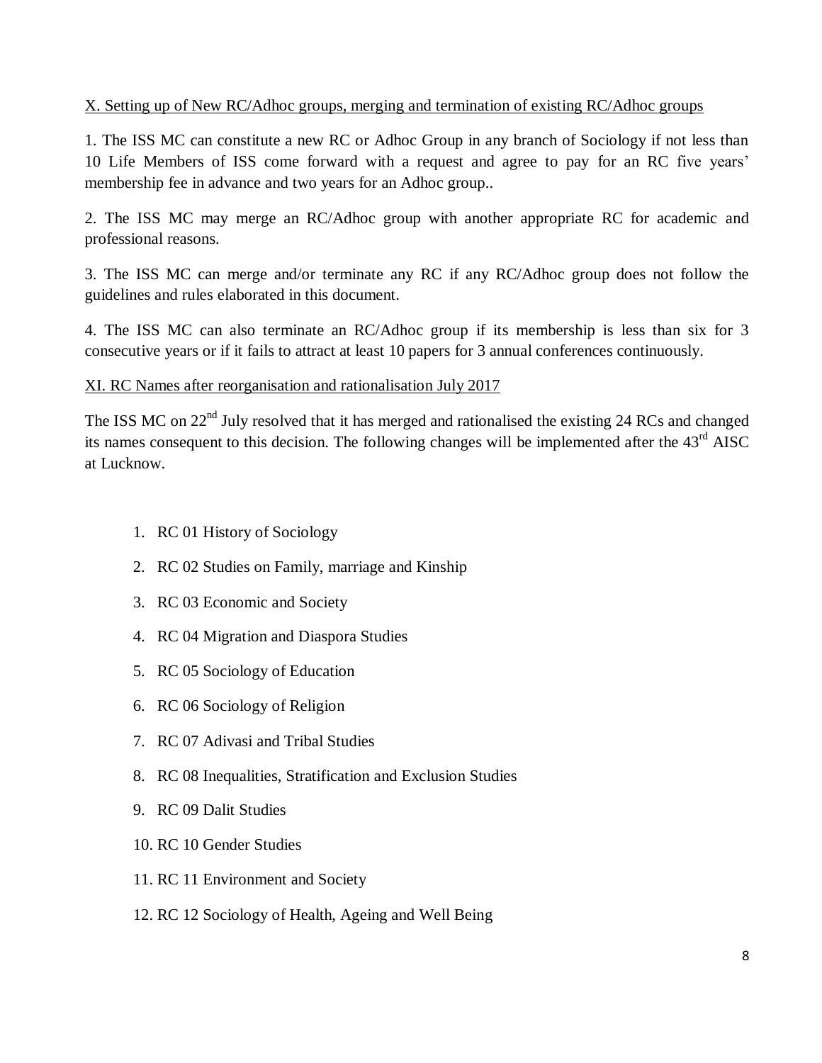## X. Setting up of New RC/Adhoc groups, merging and termination of existing RC/Adhoc groups

1. The ISS MC can constitute a new RC or Adhoc Group in any branch of Sociology if not less than 10 Life Members of ISS come forward with a request and agree to pay for an RC five years' membership fee in advance and two years for an Adhoc group..

2. The ISS MC may merge an RC/Adhoc group with another appropriate RC for academic and professional reasons.

3. The ISS MC can merge and/or terminate any RC if any RC/Adhoc group does not follow the guidelines and rules elaborated in this document.

4. The ISS MC can also terminate an RC/Adhoc group if its membership is less than six for 3 consecutive years or if it fails to attract at least 10 papers for 3 annual conferences continuously.

## XI. RC Names after reorganisation and rationalisation July 2017

The ISS MC on 22nd July resolved that it has merged and rationalised the existing 24 RCs and changed its names consequent to this decision. The following changes will be implemented after the 43rd AISC at Lucknow.

1. RC 01 History of Sociology
2. RC 02 Studies on Family, marriage and Kinship
3. RC 03 Economic and Society
4. RC 04 Migration and Diaspora Studies
5. RC 05 Sociology of Education
6. RC 06 Sociology of Religion
7. RC 07 Adivasi and Tribal Studies
8. RC 08 Inequalities, Stratification and Exclusion Studies
9. RC 09 Dalit Studies
10. RC 10 Gender Studies
11. RC 11 Environment and Society
12. RC 12 Sociology of Health, Ageing and Well Being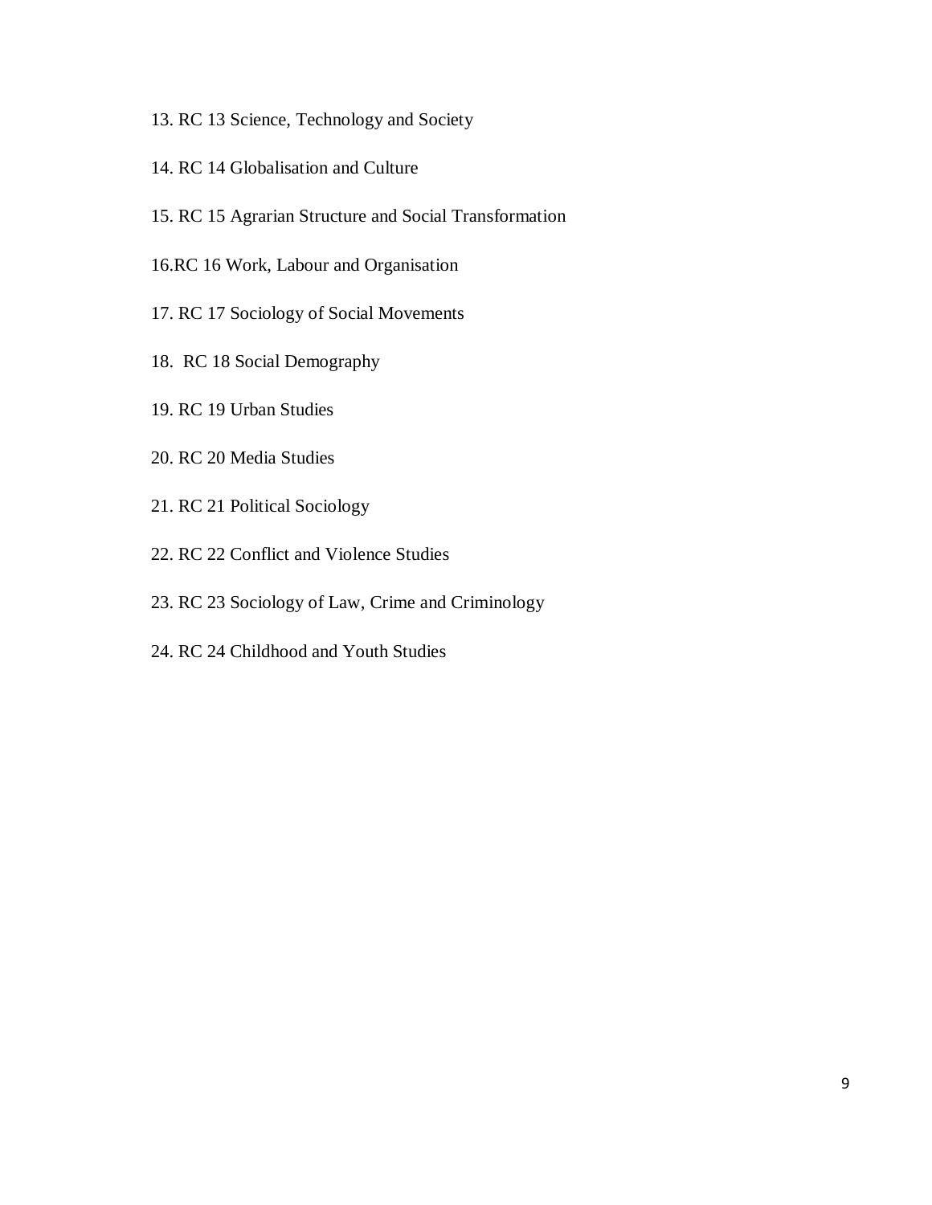13. RC 13 Science, Technology and Society

14. RC 14 Globalisation and Culture

15. RC 15 Agrarian Structure and Social Transformation

16.RC 16 Work, Labour and Organisation

17. RC 17 Sociology of Social Movements

18. RC 18 Social Demography

19. RC 19 Urban Studies

20. RC 20 Media Studies

21. RC 21 Political Sociology

22. RC 22 Conflict and Violence Studies

23. RC 23 Sociology of Law, Crime and Criminology

24. RC 24 Childhood and Youth Studies